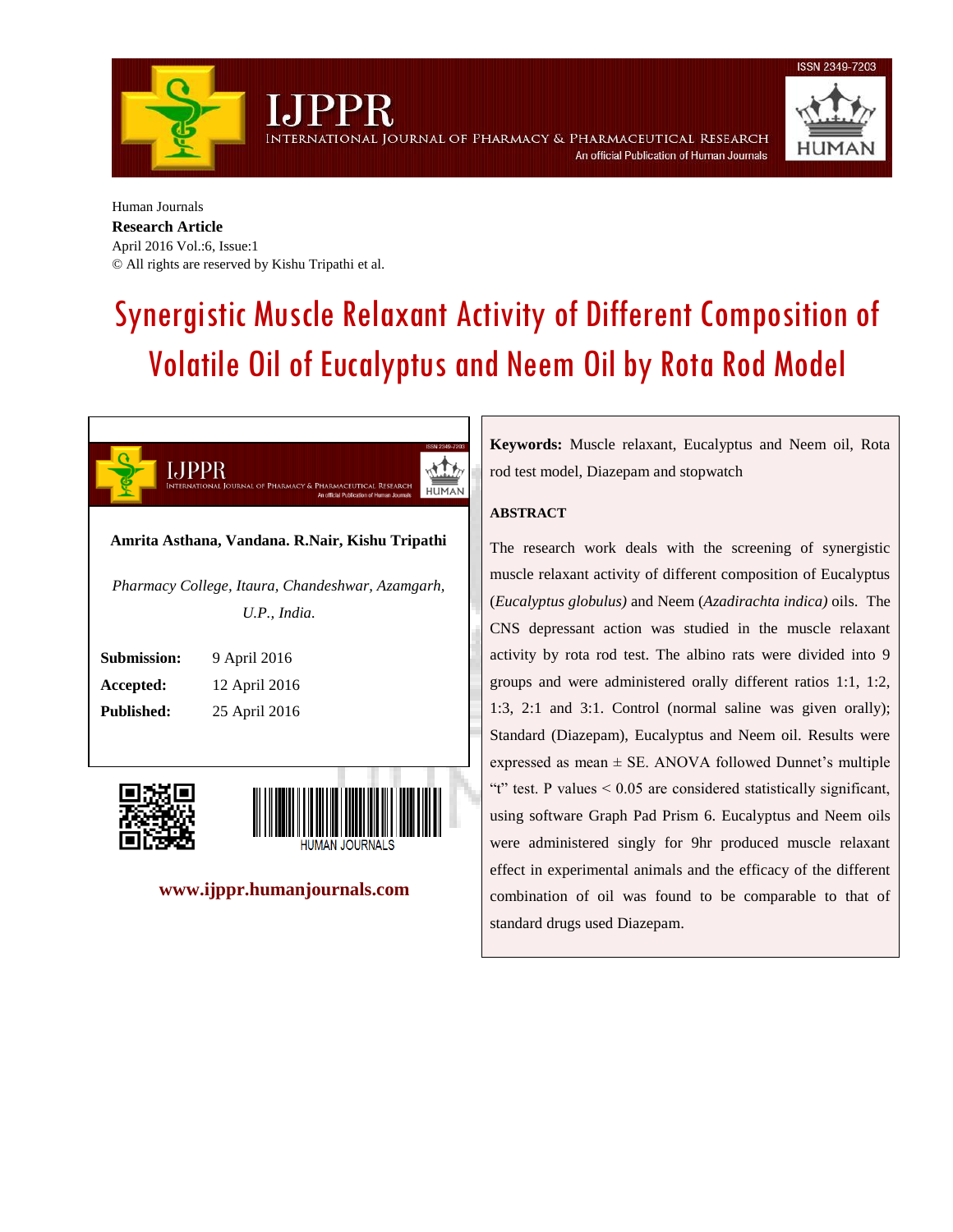Human Journals

**Research Article**

April 2016 Vol.:6, Issue:1

© All rights are reserved by Kishu Tripathi et al.

# Synergistic Muscle Relaxant Activity of Different Composition of Volatile Oil of Eucalyptus and Neem Oil by Rota Rod Model

**Amrita Asthana, Vandana. R.Nair, Kishu Tripathi**

*Pharmacy College, Itaura, Chandeshwar, Azamgarh, U.P., India.*

| | |
|---|---|
| **Submission:** | 9 April 2016 |
| **Accepted:** | 12 April 2016 |
| **Published:** | 25 April 2016 |

**www.ijppr.humanjournals.com**

**Keywords:** Muscle relaxant, Eucalyptus and Neem oil, Rota rod test model, Diazepam and stopwatch

## ABSTRACT

The research work deals with the screening of synergistic muscle relaxant activity of different composition of Eucalyptus (*Eucalyptus globulus)* and Neem (*Azadirachta indica)* oils. The CNS depressant action was studied in the muscle relaxant activity by rota rod test. The albino rats were divided into 9 groups and were administered orally different ratios 1:1, 1:2, 1:3, 2:1 and 3:1. Control (normal saline was given orally); Standard (Diazepam), Eucalyptus and Neem oil. Results were expressed as mean ± SE. ANOVA followed Dunnet's multiple "t" test. P values < 0.05 are considered statistically significant, using software Graph Pad Prism 6. Eucalyptus and Neem oils were administered singly for 9hr produced muscle relaxant effect in experimental animals and the efficacy of the different combination of oil was found to be comparable to that of standard drugs used Diazepam.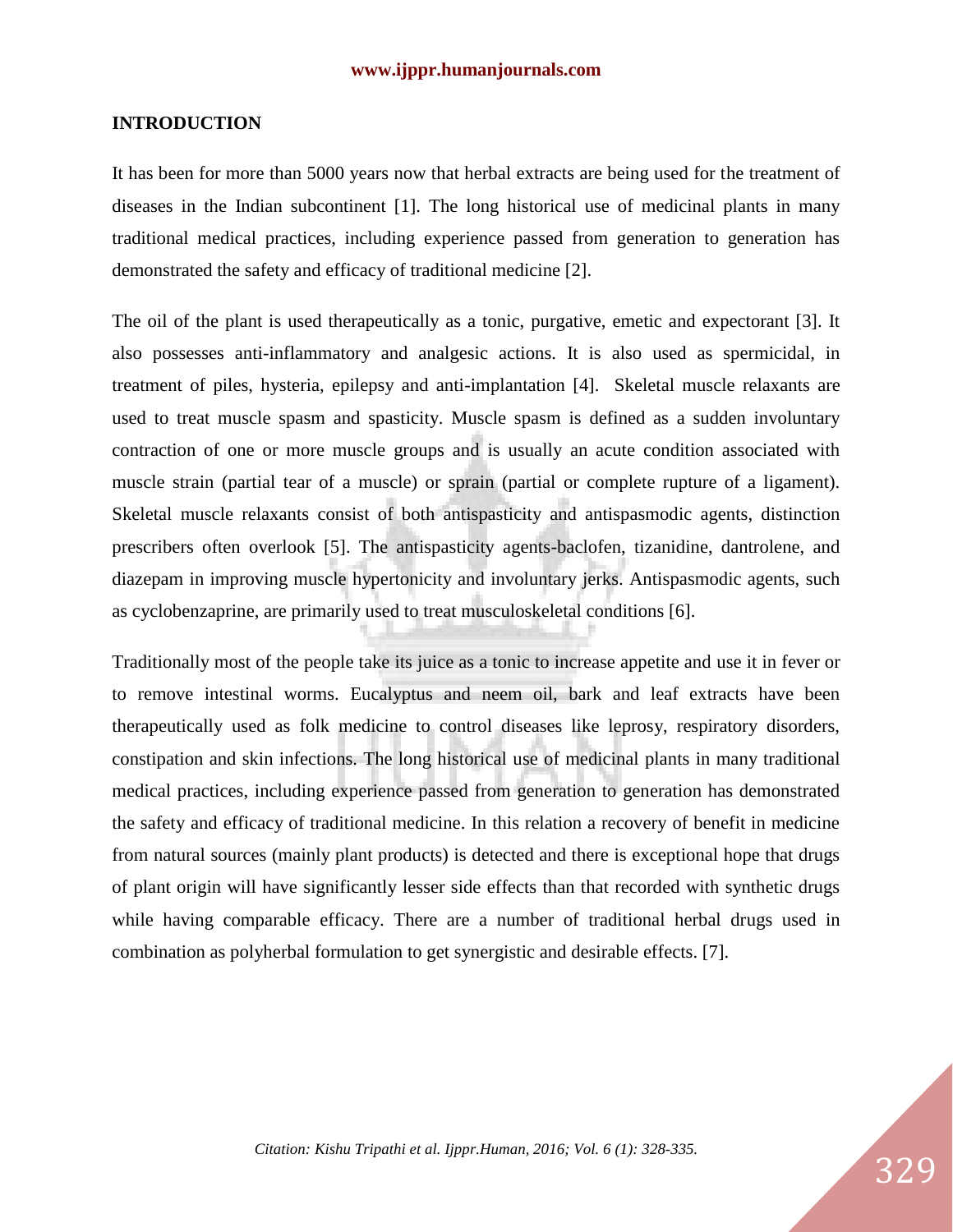## INTRODUCTION

It has been for more than 5000 years now that herbal extracts are being used for the treatment of diseases in the Indian subcontinent [1]. The long historical use of medicinal plants in many traditional medical practices, including experience passed from generation to generation has demonstrated the safety and efficacy of traditional medicine [2].

The oil of the plant is used therapeutically as a tonic, purgative, emetic and expectorant [3]. It also possesses anti-inflammatory and analgesic actions. It is also used as spermicidal, in treatment of piles, hysteria, epilepsy and anti-implantation [4]. Skeletal muscle relaxants are used to treat muscle spasm and spasticity. Muscle spasm is defined as a sudden involuntary contraction of one or more muscle groups and is usually an acute condition associated with muscle strain (partial tear of a muscle) or sprain (partial or complete rupture of a ligament). Skeletal muscle relaxants consist of both antispasticity and antispasmodic agents, distinction prescribers often overlook [5]. The antispasticity agents-baclofen, tizanidine, dantrolene, and diazepam in improving muscle hypertonicity and involuntary jerks. Antispasmodic agents, such as cyclobenzaprine, are primarily used to treat musculoskeletal conditions [6].

Traditionally most of the people take its juice as a tonic to increase appetite and use it in fever or to remove intestinal worms. Eucalyptus and neem oil, bark and leaf extracts have been therapeutically used as folk medicine to control diseases like leprosy, respiratory disorders, constipation and skin infections. The long historical use of medicinal plants in many traditional medical practices, including experience passed from generation to generation has demonstrated the safety and efficacy of traditional medicine. In this relation a recovery of benefit in medicine from natural sources (mainly plant products) is detected and there is exceptional hope that drugs of plant origin will have significantly lesser side effects than that recorded with synthetic drugs while having comparable efficacy. There are a number of traditional herbal drugs used in combination as polyherbal formulation to get synergistic and desirable effects. [7].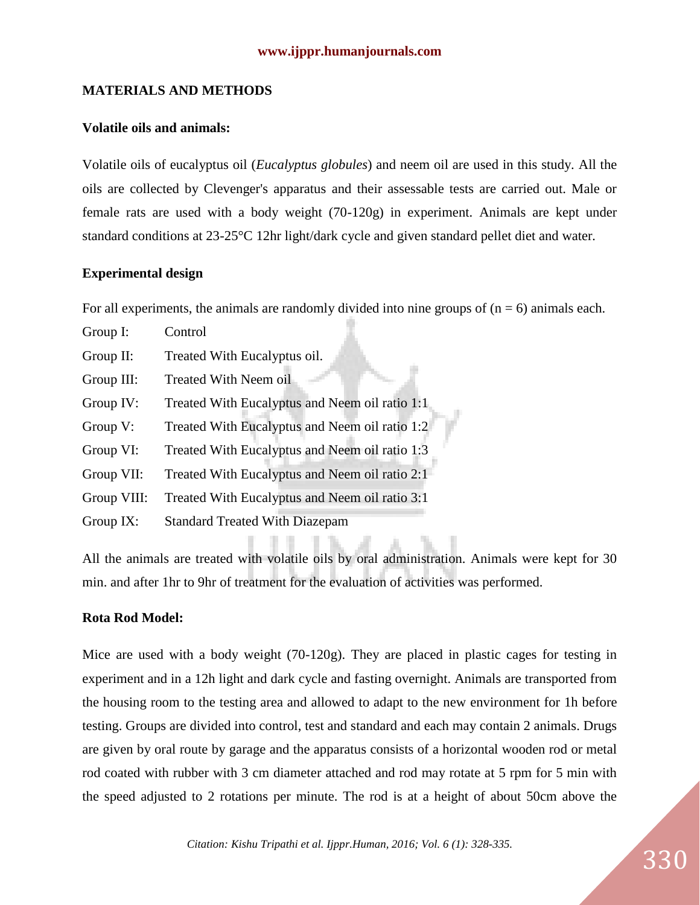## MATERIALS AND METHODS

### Volatile oils and animals:

Volatile oils of eucalyptus oil (*Eucalyptus globules*) and neem oil are used in this study. All the oils are collected by Clevenger's apparatus and their assessable tests are carried out. Male or female rats are used with a body weight (70-120g) in experiment. Animals are kept under standard conditions at 23-25°C 12hr light/dark cycle and given standard pellet diet and water.

### Experimental design

For all experiments, the animals are randomly divided into nine groups of (n = 6) animals each.

Group I: Control

Group II: Treated With Eucalyptus oil.

Group III: Treated With Neem oil

Group IV: Treated With Eucalyptus and Neem oil ratio 1:1

Group V: Treated With Eucalyptus and Neem oil ratio 1:2

Group VI: Treated With Eucalyptus and Neem oil ratio 1:3

Group VII: Treated With Eucalyptus and Neem oil ratio 2:1

Group VIII: Treated With Eucalyptus and Neem oil ratio 3:1

Group IX: Standard Treated With Diazepam

All the animals are treated with volatile oils by oral administration. Animals were kept for 30 min. and after 1hr to 9hr of treatment for the evaluation of activities was performed.

### Rota Rod Model:

Mice are used with a body weight (70-120g). They are placed in plastic cages for testing in experiment and in a 12h light and dark cycle and fasting overnight. Animals are transported from the housing room to the testing area and allowed to adapt to the new environment for 1h before testing. Groups are divided into control, test and standard and each may contain 2 animals. Drugs are given by oral route by garage and the apparatus consists of a horizontal wooden rod or metal rod coated with rubber with 3 cm diameter attached and rod may rotate at 5 rpm for 5 min with the speed adjusted to 2 rotations per minute. The rod is at a height of about 50cm above the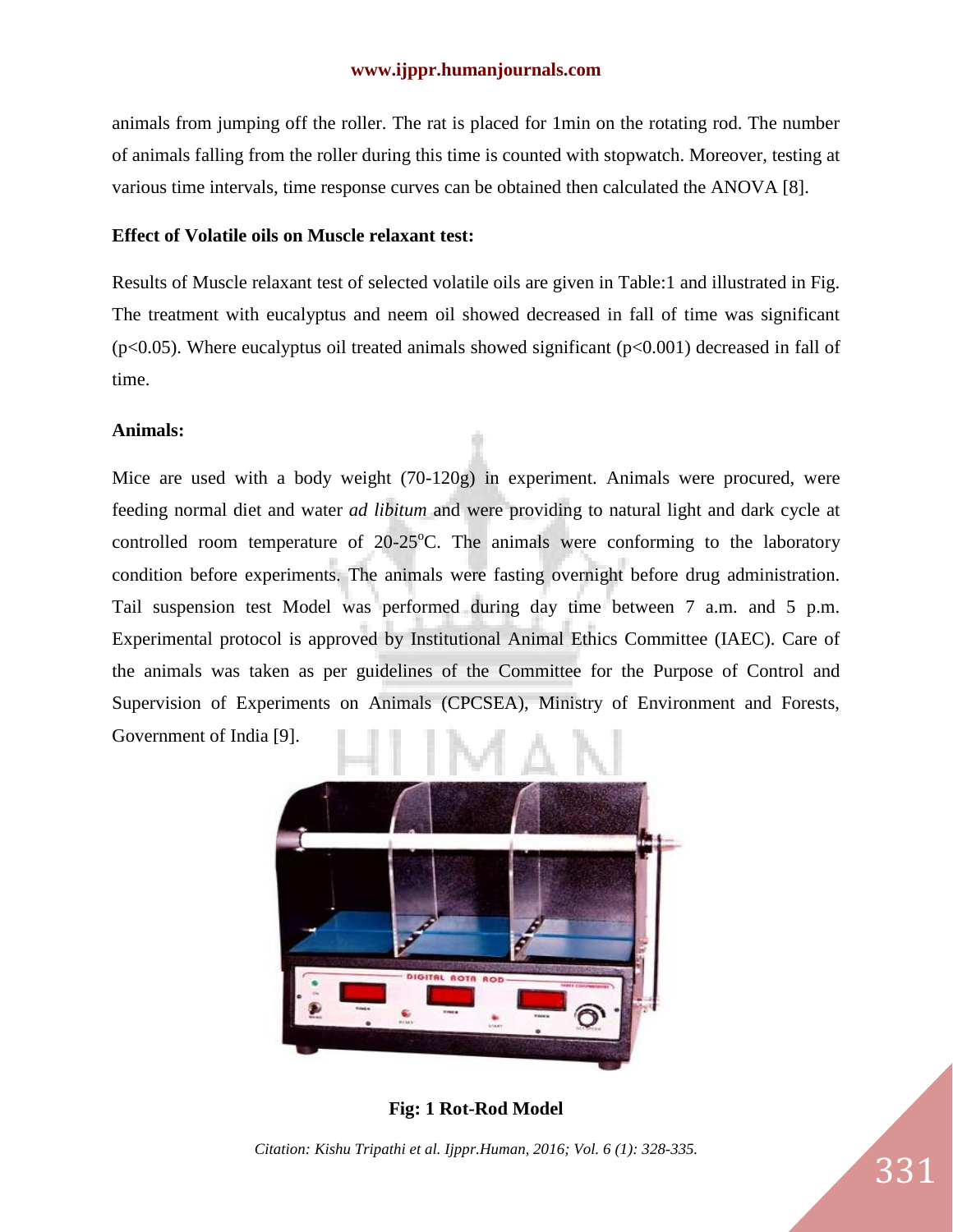animals from jumping off the roller. The rat is placed for 1min on the rotating rod. The number of animals falling from the roller during this time is counted with stopwatch. Moreover, testing at various time intervals, time response curves can be obtained then calculated the ANOVA [8].

**Effect of Volatile oils on Muscle relaxant test:**

Results of Muscle relaxant test of selected volatile oils are given in Table:1 and illustrated in Fig. The treatment with eucalyptus and neem oil showed decreased in fall of time was significant ($p<0.05$). Where eucalyptus oil treated animals showed significant ($p<0.001$) decreased in fall of time.

**Animals:**

Mice are used with a body weight (70-120g) in experiment. Animals were procured, were feeding normal diet and water *ad libitum* and were providing to natural light and dark cycle at controlled room temperature of 20-25$^{o}$C. The animals were conforming to the laboratory condition before experiments. The animals were fasting overnight before drug administration. Tail suspension test Model was performed during day time between 7 a.m. and 5 p.m. Experimental protocol is approved by Institutional Animal Ethics Committee (IAEC). Care of the animals was taken as per guidelines of the Committee for the Purpose of Control and Supervision of Experiments on Animals (CPCSEA), Ministry of Environment and Forests, Government of India [9].

**Fig: 1 Rot-Rod Model**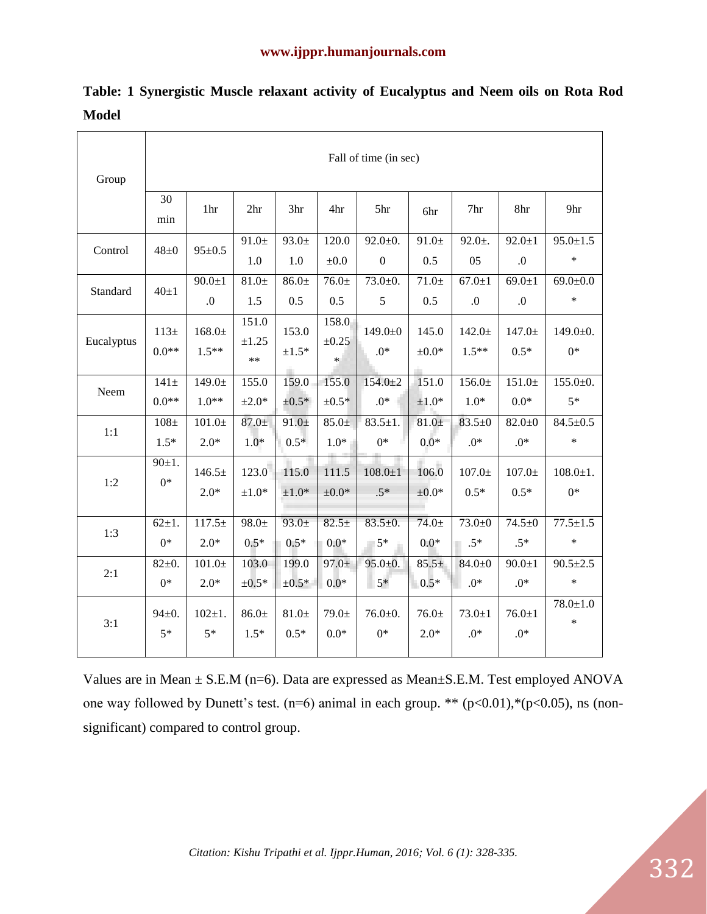**Table: 1 Synergistic Muscle relaxant activity of Eucalyptus and Neem oils on Rota Rod Model**

| Group | Fall of time (in sec) | | | | | | | | | |
|---|---|---|---|---|---|---|---|---|---|---|
| | 30 min | 1hr | 2hr | 3hr | 4hr | 5hr | 6hr | 7hr | 8hr | 9hr |
| Control | 48±0 | 95±0.5 | 91.0±1.0 | 93.0±1.0 | 120.0±0.0 | 92.0±0.0 | 91.0±0.5 | 92.0±.05 | 92.0±1.0 | 95.0±1.5* |
| Standard | 40±1 | 90.0±1.0 | 81.0±1.5 | 86.0±0.5 | 76.0±0.5 | 73.0±0.5 | 71.0±0.5 | 67.0±1.0 | 69.0±1.0 | 69.0±0.0* |
| Eucalyptus | 113±0.0** | 168.0±1.5** | 151.0±1.25** | 153.0±1.5* | 158.0±0.25* | 149.0±0.0* | 145.0±0.0* | 142.0±1.5** | 147.0±0.5* | 149.0±0.0* |
| Neem | 141±0.0** | 149.0±1.0** | 155.0±2.0* | 159.0±0.5* | 155.0±0.5* | 154.0±2.0* | 151.0±1.0* | 156.0±1.0* | 151.0±0.0* | 155.0±0.5* |
| 1:1 | 108±1.5* | 101.0±2.0* | 87.0±1.0* | 91.0±0.5* | 85.0±1.0* | 83.5±1.0* | 81.0±0.0* | 83.5±0.0* | 82.0±0.0* | 84.5±0.5* |
| 1:2 | 90±1.0* | 146.5±2.0* | 123.0±1.0* | 115.0±1.0* | 111.5±0.0* | 108.0±1.5* | 106.0±0.0* | 107.0±0.5* | 107.0±0.5* | 108.0±1.0* |
| 1:3 | 62±1.0* | 117.5±2.0* | 98.0±0.5* | 93.0±0.5* | 82.5±0.0* | 83.5±0.5* | 74.0±0.0* | 73.0±0.5* | 74.5±0.5* | 77.5±1.5* |
| 2:1 | 82±0.0* | 101.0±2.0* | 103.0±0.5* | 199.0±0.5* | 97.0±0.0* | 95.0±0.5* | 85.5±0.5* | 84.0±0.0* | 90.0±1.0* | 90.5±2.5* |
| 3:1 | 94±0.5* | 102±1.5* | 86.0±1.5* | 81.0±0.5* | 79.0±0.0* | 76.0±0.0* | 76.0±2.0* | 73.0±1.0* | 76.0±1.0* | 78.0±1.0* |

Values are in Mean ± S.E.M (n=6). Data are expressed as Mean±S.E.M. Test employed ANOVA one way followed by Dunett's test. (n=6) animal in each group. ** ($p<0.01$),*($p<0.05$), ns (non-significant) compared to control group.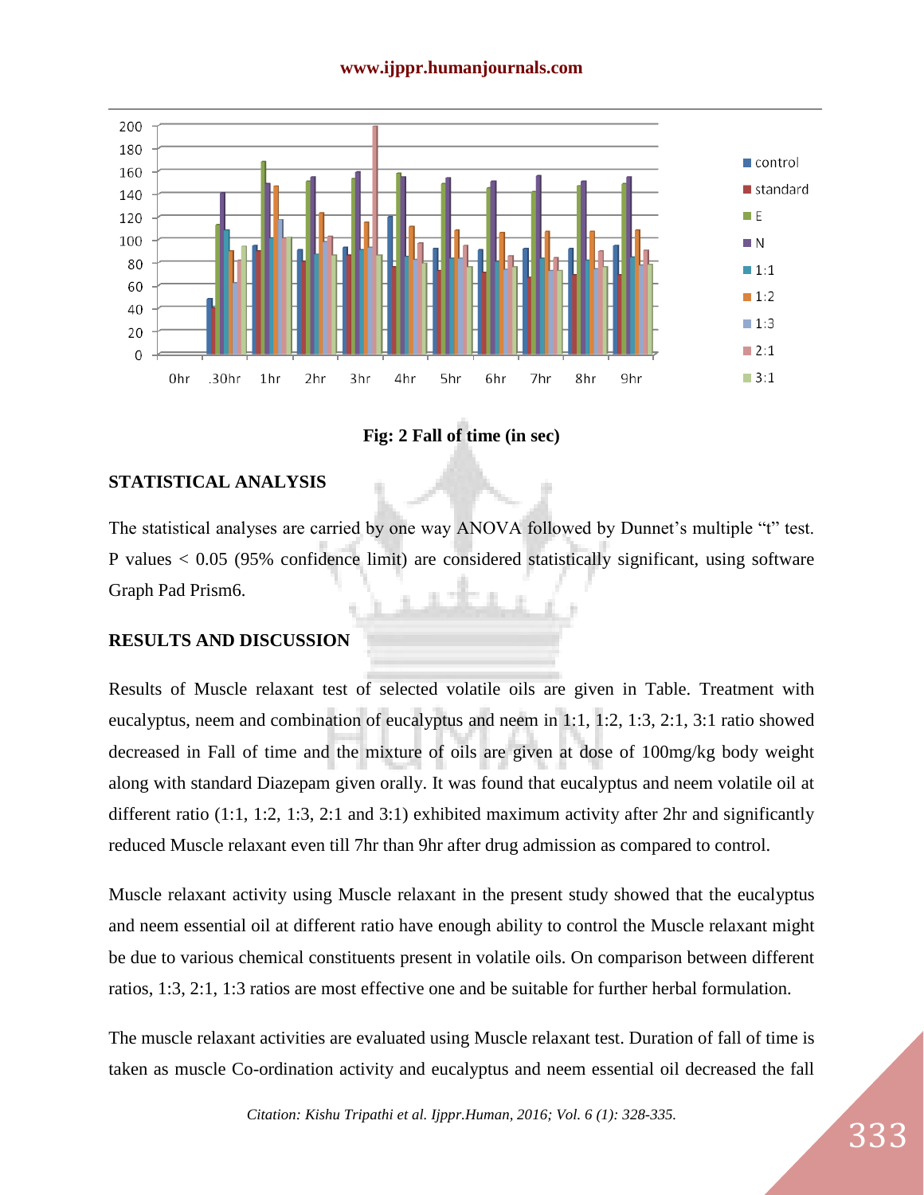**Fig: 2 Fall of time (in sec)**

## STATISTICAL ANALYSIS

The statistical analyses are carried by one way ANOVA followed by Dunnet's multiple "t" test. P values < 0.05 (95% confidence limit) are considered statistically significant, using software Graph Pad Prism6.

## RESULTS AND DISCUSSION

Results of Muscle relaxant test of selected volatile oils are given in Table. Treatment with eucalyptus, neem and combination of eucalyptus and neem in 1:1, 1:2, 1:3, 2:1, 3:1 ratio showed decreased in Fall of time and the mixture of oils are given at dose of 100mg/kg body weight along with standard Diazepam given orally. It was found that eucalyptus and neem volatile oil at different ratio (1:1, 1:2, 1:3, 2:1 and 3:1) exhibited maximum activity after 2hr and significantly reduced Muscle relaxant even till 7hr than 9hr after drug admission as compared to control.

Muscle relaxant activity using Muscle relaxant in the present study showed that the eucalyptus and neem essential oil at different ratio have enough ability to control the Muscle relaxant might be due to various chemical constituents present in volatile oils. On comparison between different ratios, 1:3, 2:1, 1:3 ratios are most effective one and be suitable for further herbal formulation.

The muscle relaxant activities are evaluated using Muscle relaxant test. Duration of fall of time is taken as muscle Co-ordination activity and eucalyptus and neem essential oil decreased the fall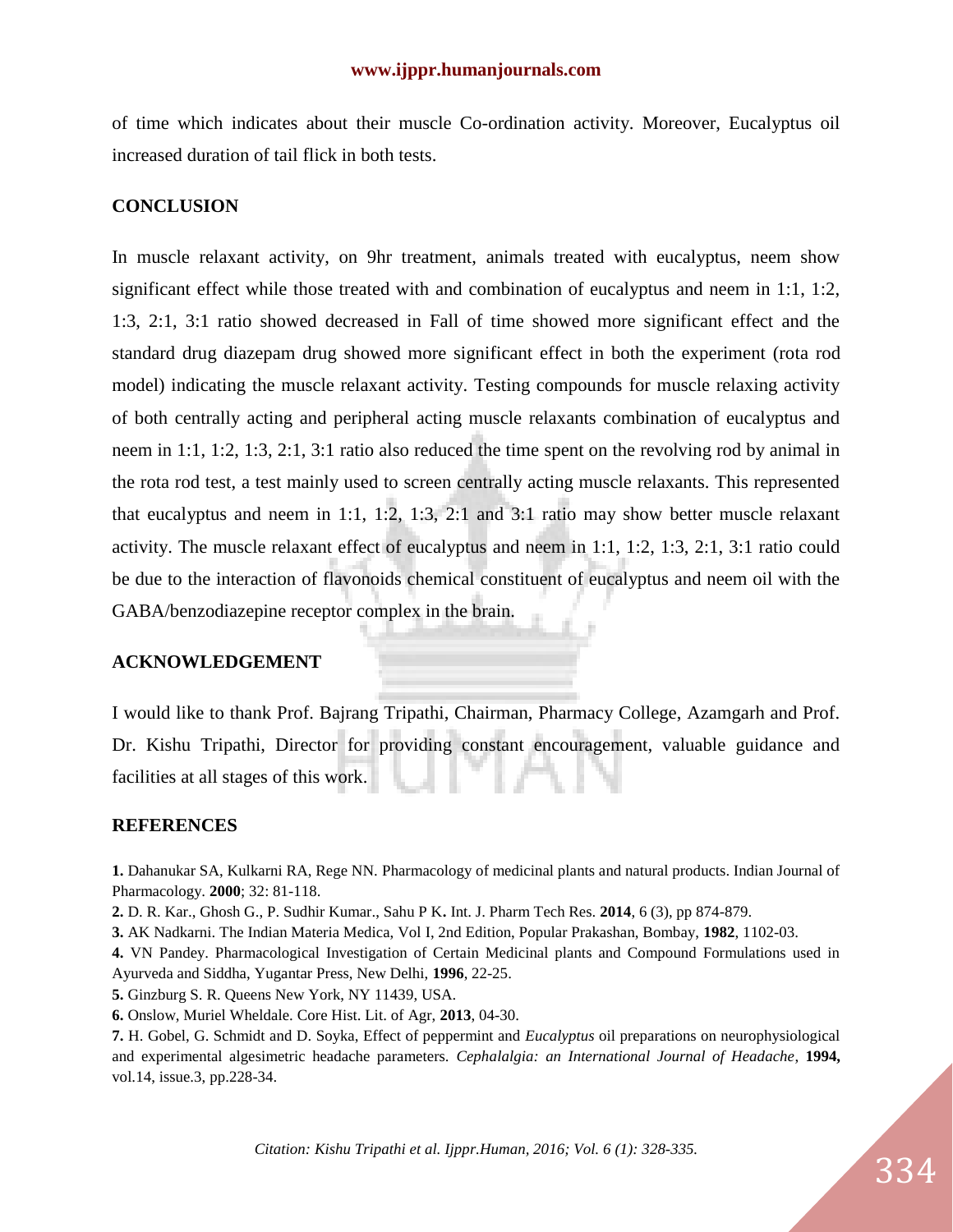of time which indicates about their muscle Co-ordination activity. Moreover, Eucalyptus oil increased duration of tail flick in both tests.

## CONCLUSION

In muscle relaxant activity, on 9hr treatment, animals treated with eucalyptus, neem show significant effect while those treated with and combination of eucalyptus and neem in 1:1, 1:2, 1:3, 2:1, 3:1 ratio showed decreased in Fall of time showed more significant effect and the standard drug diazepam drug showed more significant effect in both the experiment (rota rod model) indicating the muscle relaxant activity. Testing compounds for muscle relaxing activity of both centrally acting and peripheral acting muscle relaxants combination of eucalyptus and neem in 1:1, 1:2, 1:3, 2:1, 3:1 ratio also reduced the time spent on the revolving rod by animal in the rota rod test, a test mainly used to screen centrally acting muscle relaxants. This represented that eucalyptus and neem in 1:1, 1:2, 1:3, 2:1 and 3:1 ratio may show better muscle relaxant activity. The muscle relaxant effect of eucalyptus and neem in 1:1, 1:2, 1:3, 2:1, 3:1 ratio could be due to the interaction of flavonoids chemical constituent of eucalyptus and neem oil with the GABA/benzodiazepine receptor complex in the brain.

## ACKNOWLEDGEMENT

I would like to thank Prof. Bajrang Tripathi, Chairman, Pharmacy College, Azamgarh and Prof. Dr. Kishu Tripathi, Director for providing constant encouragement, valuable guidance and facilities at all stages of this work.

## REFERENCES

**1.** Dahanukar SA, Kulkarni RA, Rege NN. Pharmacology of medicinal plants and natural products. Indian Journal of Pharmacology. **2000**; 32: 81-118.

**2.** D. R. Kar., Ghosh G., P. Sudhir Kumar., Sahu P K**.** Int. J. Pharm Tech Res. **2014**, 6 (3), pp 874-879.

**3.** AK Nadkarni. The Indian Materia Medica, Vol I, 2nd Edition, Popular Prakashan, Bombay, **1982**, 1102-03.

**4.** VN Pandey. Pharmacological Investigation of Certain Medicinal plants and Compound Formulations used in Ayurveda and Siddha, Yugantar Press, New Delhi, **1996**, 22-25.

**5.** Ginzburg S. R. Queens New York, NY 11439, USA.

**6.** Onslow, Muriel Wheldale. Core Hist. Lit. of Agr, **2013**, 04-30.

**7.** H. Gobel, G. Schmidt and D. Soyka, Effect of peppermint and *Eucalyptus* oil preparations on neurophysiological and experimental algesimetric headache parameters. *Cephalalgia: an International Journal of Headache*, **1994,** vol.14, issue.3, pp.228-34.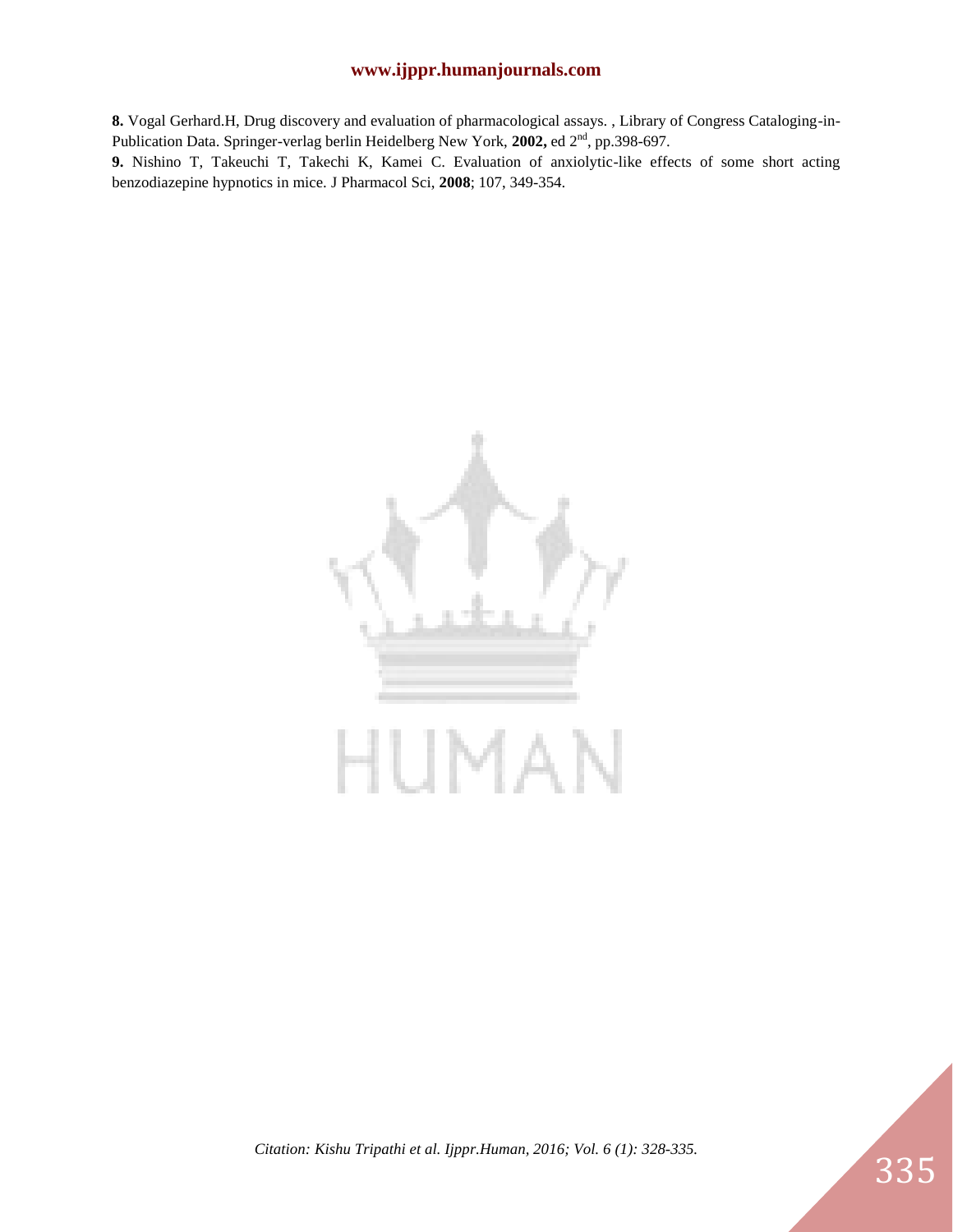**8.** Vogal Gerhard.H, Drug discovery and evaluation of pharmacological assays. , Library of Congress Cataloging-in-Publication Data. Springer-verlag berlin Heidelberg New York, **2002,** ed 2nd, pp.398-697.

**9.** Nishino T, Takeuchi T, Takechi K, Kamei C. Evaluation of anxiolytic-like effects of some short acting benzodiazepine hypnotics in mice. J Pharmacol Sci, **2008**; 107, 349-354.